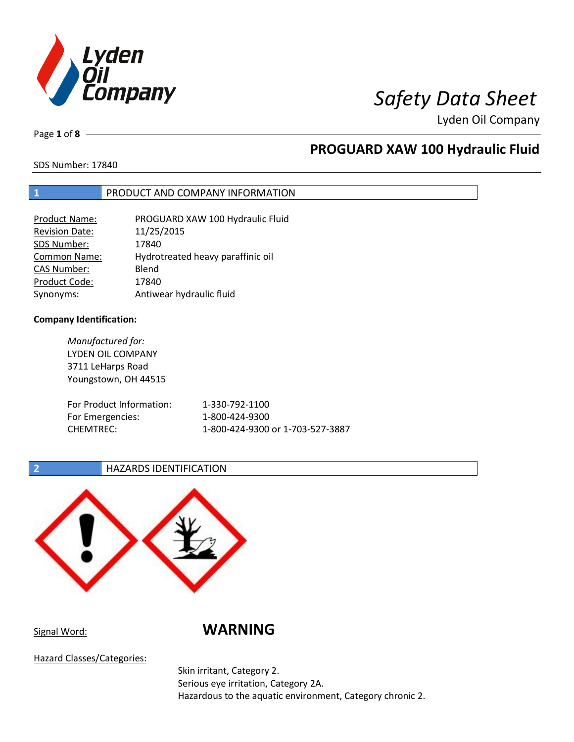# Safety Data Sheet

Lyden Oil Company

## PROGUARD XAW 100 Hydraulic Fluid

SDS Number: 17840

## 1 PRODUCT AND COMPANY INFORMATION

| | |
|---|---|
| Product Name: | PROGUARD XAW 100 Hydraulic Fluid |
| Revision Date: | 11/25/2015 |
| SDS Number: | 17840 |
| Common Name: | Hydrotreated heavy paraffinic oil |
| CAS Number: | Blend |
| Product Code: | 17840 |
| Synonyms: | Antiwear hydraulic fluid |

**Company Identification:**

*Manufactured for:*
LYDEN OIL COMPANY
3711 LeHarps Road
Youngstown, OH 44515

| | |
|---|---|
| For Product Information: | 1-330-792-1100 |
| For Emergencies: | 1-800-424-9300 |
| CHEMTREC: | 1-800-424-9300 or 1-703-527-3887 |

## 2 HAZARDS IDENTIFICATION

Signal Word: **WARNING**

Hazard Classes/Categories:

Skin irritant, Category 2.
Serious eye irritation, Category 2A.
Hazardous to the aquatic environment, Category chronic 2.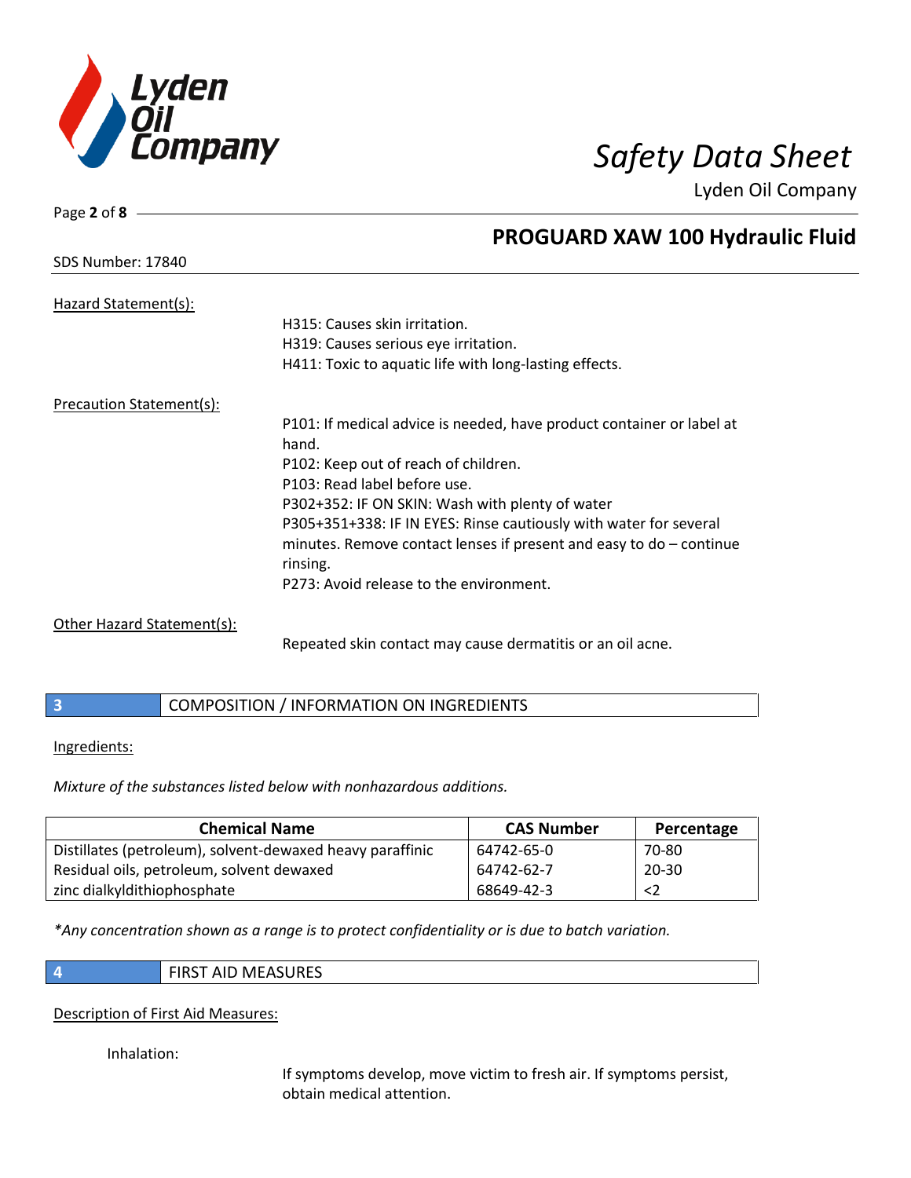Hazard Statement(s):

H315: Causes skin irritation.
H319: Causes serious eye irritation.
H411: Toxic to aquatic life with long-lasting effects.

Precaution Statement(s):

P101: If medical advice is needed, have product container or label at hand.
P102: Keep out of reach of children.
P103: Read label before use.
P302+352: IF ON SKIN: Wash with plenty of water
P305+351+338: IF IN EYES: Rinse cautiously with water for several minutes. Remove contact lenses if present and easy to do – continue rinsing.
P273: Avoid release to the environment.

Other Hazard Statement(s):

Repeated skin contact may cause dermatitis or an oil acne.

## 3 COMPOSITION / INFORMATION ON INGREDIENTS

Ingredients:

*Mixture of the substances listed below with nonhazardous additions.*

| Chemical Name | CAS Number | Percentage |
|---|---|---|
| Distillates (petroleum), solvent-dewaxed heavy paraffinic | 64742-65-0 | 70-80 |
| Residual oils, petroleum, solvent dewaxed | 64742-62-7 | 20-30 |
| zinc dialkyldithiophosphate | 68649-42-3 | <2 |

*\*Any concentration shown as a range is to protect confidentiality or is due to batch variation.*

## 4 FIRST AID MEASURES

Description of First Aid Measures:

Inhalation:

If symptoms develop, move victim to fresh air. If symptoms persist, obtain medical attention.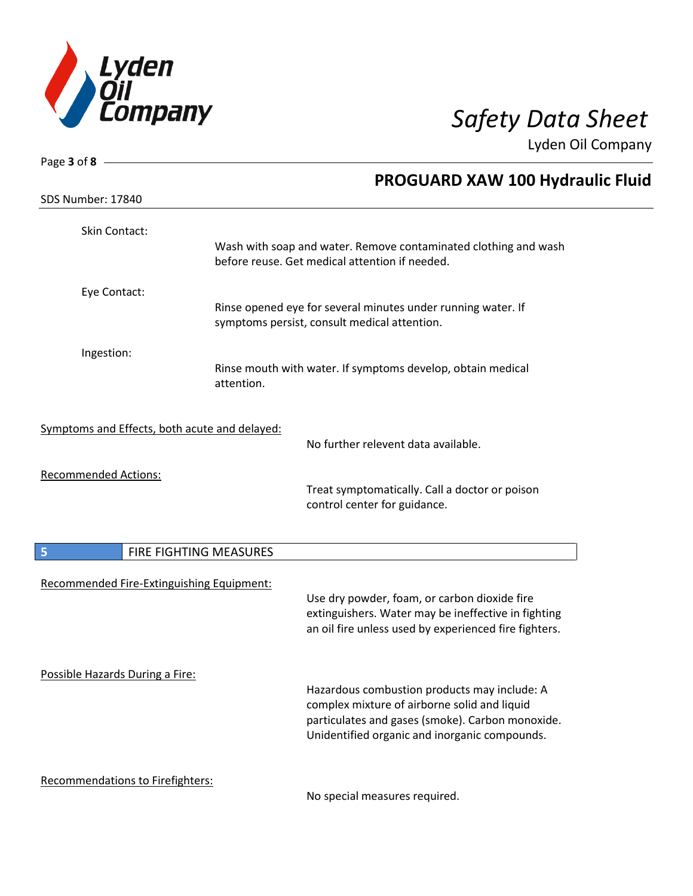Skin Contact:

Wash with soap and water. Remove contaminated clothing and wash before reuse. Get medical attention if needed.

Eye Contact:

Rinse opened eye for several minutes under running water. If symptoms persist, consult medical attention.

Ingestion:

Rinse mouth with water. If symptoms develop, obtain medical attention.

Symptoms and Effects, both acute and delayed:

No further relevent data available.

Recommended Actions:

Treat symptomatically. Call a doctor or poison control center for guidance.

## 5 FIRE FIGHTING MEASURES

Recommended Fire-Extinguishing Equipment:

Use dry powder, foam, or carbon dioxide fire extinguishers. Water may be ineffective in fighting an oil fire unless used by experienced fire fighters.

Possible Hazards During a Fire:

Hazardous combustion products may include: A complex mixture of airborne solid and liquid particulates and gases (smoke). Carbon monoxide. Unidentified organic and inorganic compounds.

Recommendations to Firefighters:

No special measures required.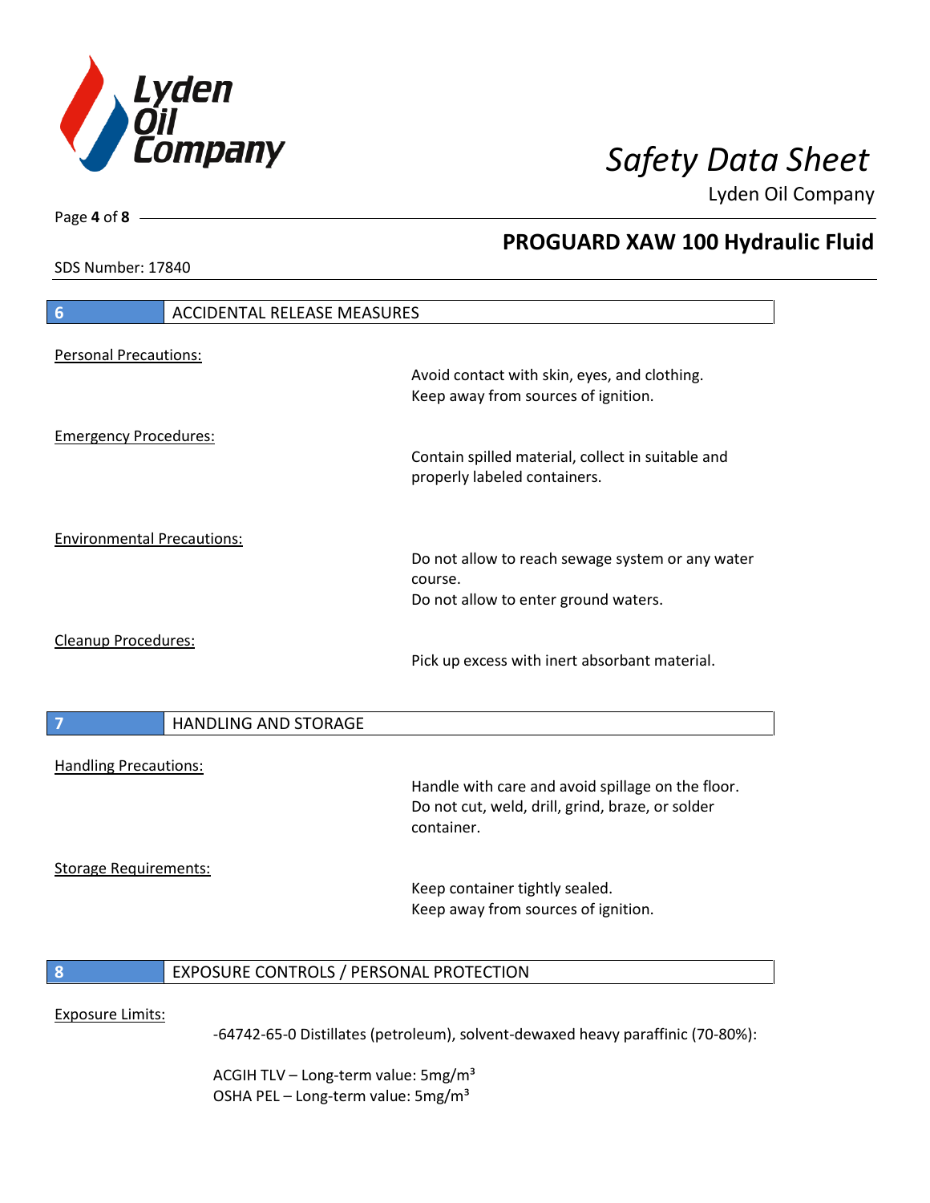## 6 ACCIDENTAL RELEASE MEASURES

**Personal Precautions:**

Avoid contact with skin, eyes, and clothing.
Keep away from sources of ignition.

**Emergency Procedures:**

Contain spilled material, collect in suitable and properly labeled containers.

**Environmental Precautions:**

Do not allow to reach sewage system or any water course.
Do not allow to enter ground waters.

**Cleanup Procedures:**

Pick up excess with inert absorbant material.

## 7 HANDLING AND STORAGE

**Handling Precautions:**

Handle with care and avoid spillage on the floor.
Do not cut, weld, drill, grind, braze, or solder container.

**Storage Requirements:**

Keep container tightly sealed.
Keep away from sources of ignition.

## 8 EXPOSURE CONTROLS / PERSONAL PROTECTION

**Exposure Limits:**

-64742-65-0 Distillates (petroleum), solvent-dewaxed heavy paraffinic (70-80%):

ACGIH TLV – Long-term value: 5mg/m³
OSHA PEL – Long-term value: 5mg/m³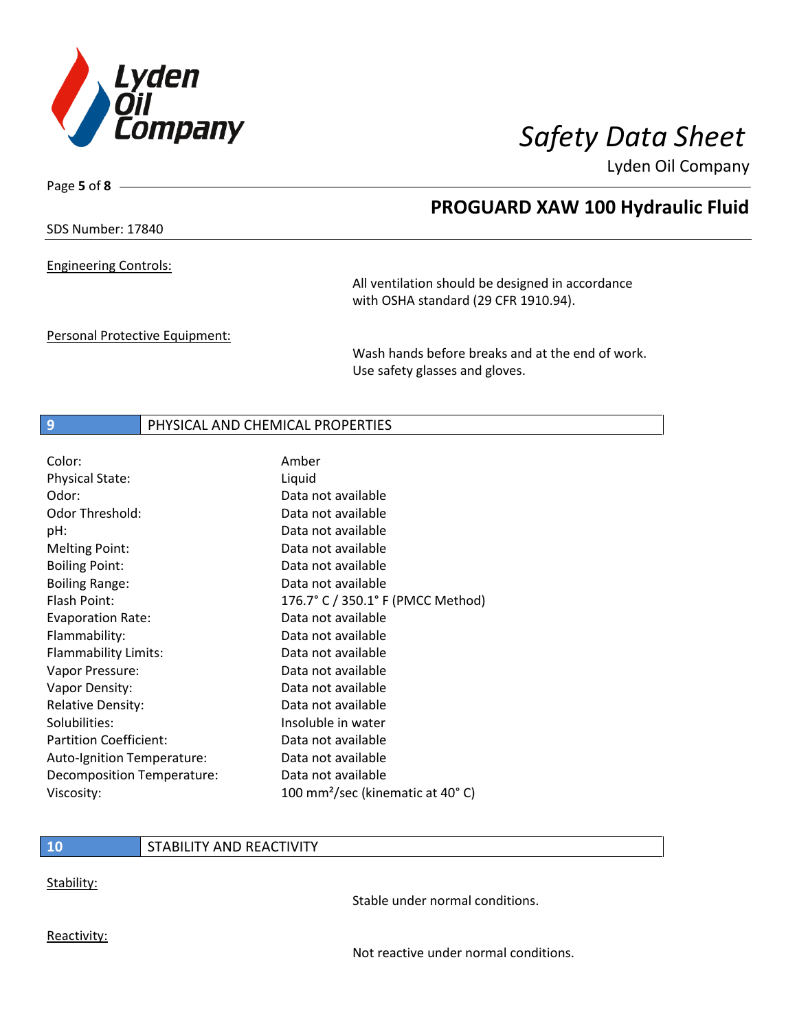Engineering Controls:

All ventilation should be designed in accordance with OSHA standard (29 CFR 1910.94).

Personal Protective Equipment:

Wash hands before breaks and at the end of work. Use safety glasses and gloves.

## 9 PHYSICAL AND CHEMICAL PROPERTIES

| Property | Value |
|---|---|
| Color: | Amber |
| Physical State: | Liquid |
| Odor: | Data not available |
| Odor Threshold: | Data not available |
| pH: | Data not available |
| Melting Point: | Data not available |
| Boiling Point: | Data not available |
| Boiling Range: | Data not available |
| Flash Point: | 176.7° C / 350.1° F (PMCC Method) |
| Evaporation Rate: | Data not available |
| Flammability: | Data not available |
| Flammability Limits: | Data not available |
| Vapor Pressure: | Data not available |
| Vapor Density: | Data not available |
| Relative Density: | Data not available |
| Solubilities: | Insoluble in water |
| Partition Coefficient: | Data not available |
| Auto-Ignition Temperature: | Data not available |
| Decomposition Temperature: | Data not available |
| Viscosity: | 100 $mm^2$/sec (kinematic at 40° C) |

## 10 STABILITY AND REACTIVITY

Stability:

Stable under normal conditions.

Reactivity:

Not reactive under normal conditions.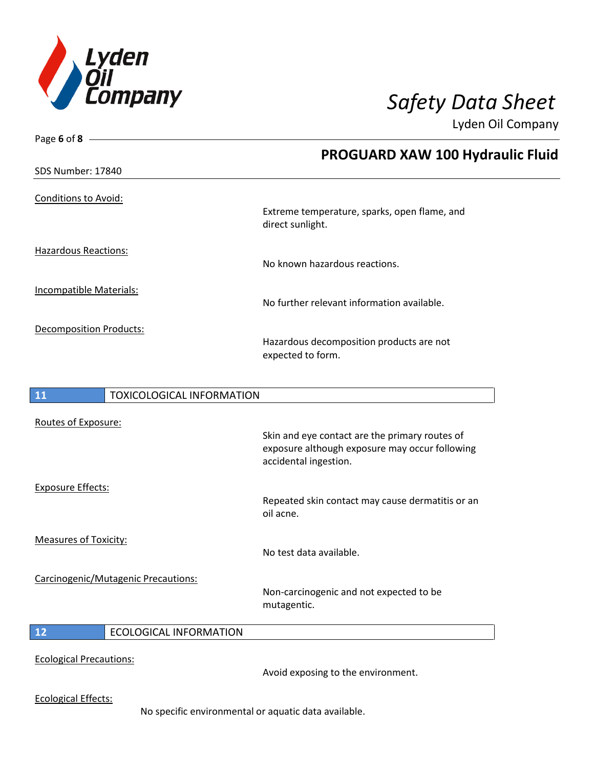Conditions to Avoid:

Extreme temperature, sparks, open flame, and direct sunlight.

Hazardous Reactions:

No known hazardous reactions.

Incompatible Materials:

No further relevant information available.

Decomposition Products:

Hazardous decomposition products are not expected to form.

## 11 TOXICOLOGICAL INFORMATION

Routes of Exposure:

Skin and eye contact are the primary routes of exposure although exposure may occur following accidental ingestion.

Exposure Effects:

Repeated skin contact may cause dermatitis or an oil acne.

Measures of Toxicity:

No test data available.

Carcinogenic/Mutagenic Precautions:

Non-carcinogenic and not expected to be mutagentic.

## 12 ECOLOGICAL INFORMATION

Ecological Precautions:

Avoid exposing to the environment.

Ecological Effects:

No specific environmental or aquatic data available.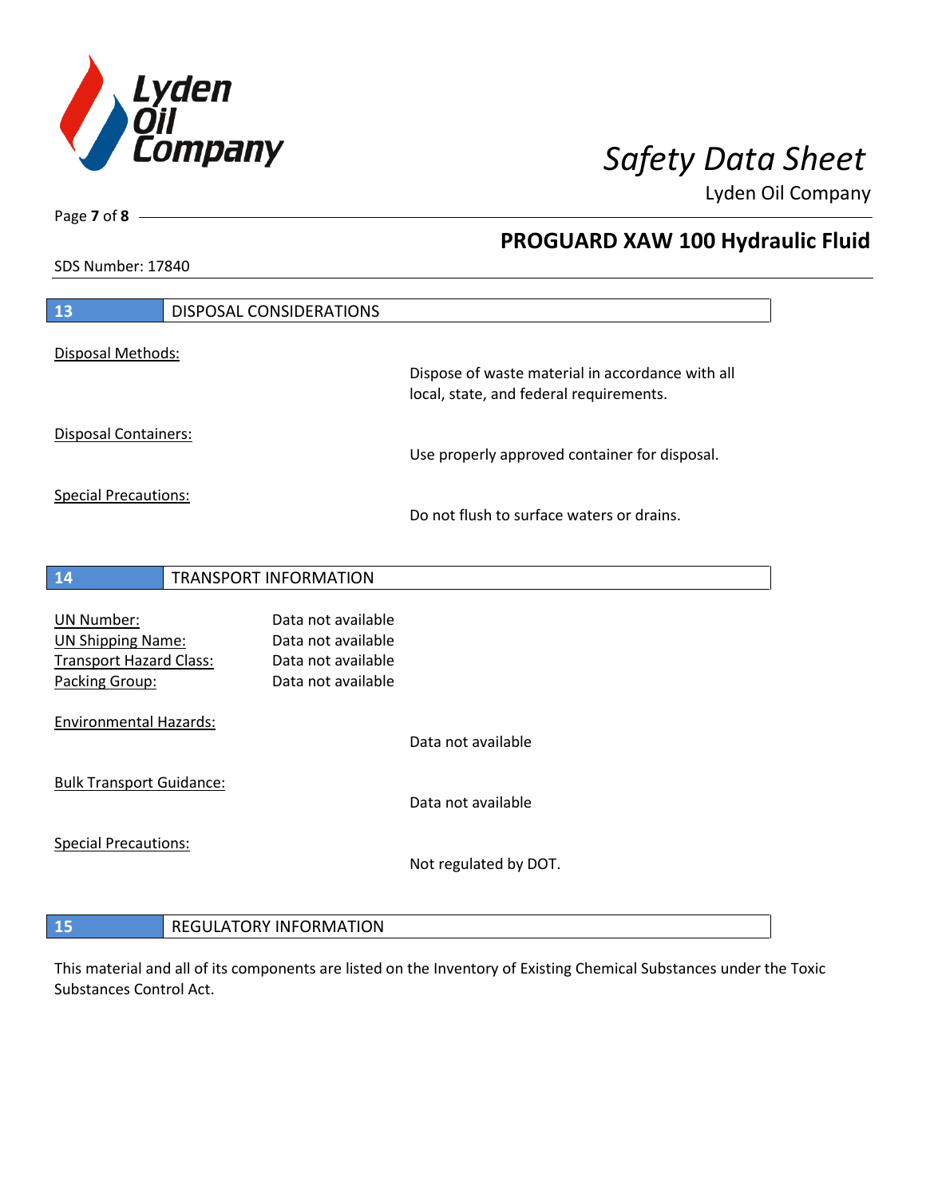## 13 DISPOSAL CONSIDERATIONS

Disposal Methods:

Dispose of waste material in accordance with all local, state, and federal requirements.

Disposal Containers:

Use properly approved container for disposal.

Special Precautions:

Do not flush to surface waters or drains.

## 14 TRANSPORT INFORMATION

| | |
|---|---|
| UN Number: | Data not available |
| UN Shipping Name: | Data not available |
| Transport Hazard Class: | Data not available |
| Packing Group: | Data not available |

Environmental Hazards:

Data not available

Bulk Transport Guidance:

Data not available

Special Precautions:

Not regulated by DOT.

## 15 REGULATORY INFORMATION

This material and all of its components are listed on the Inventory of Existing Chemical Substances under the Toxic Substances Control Act.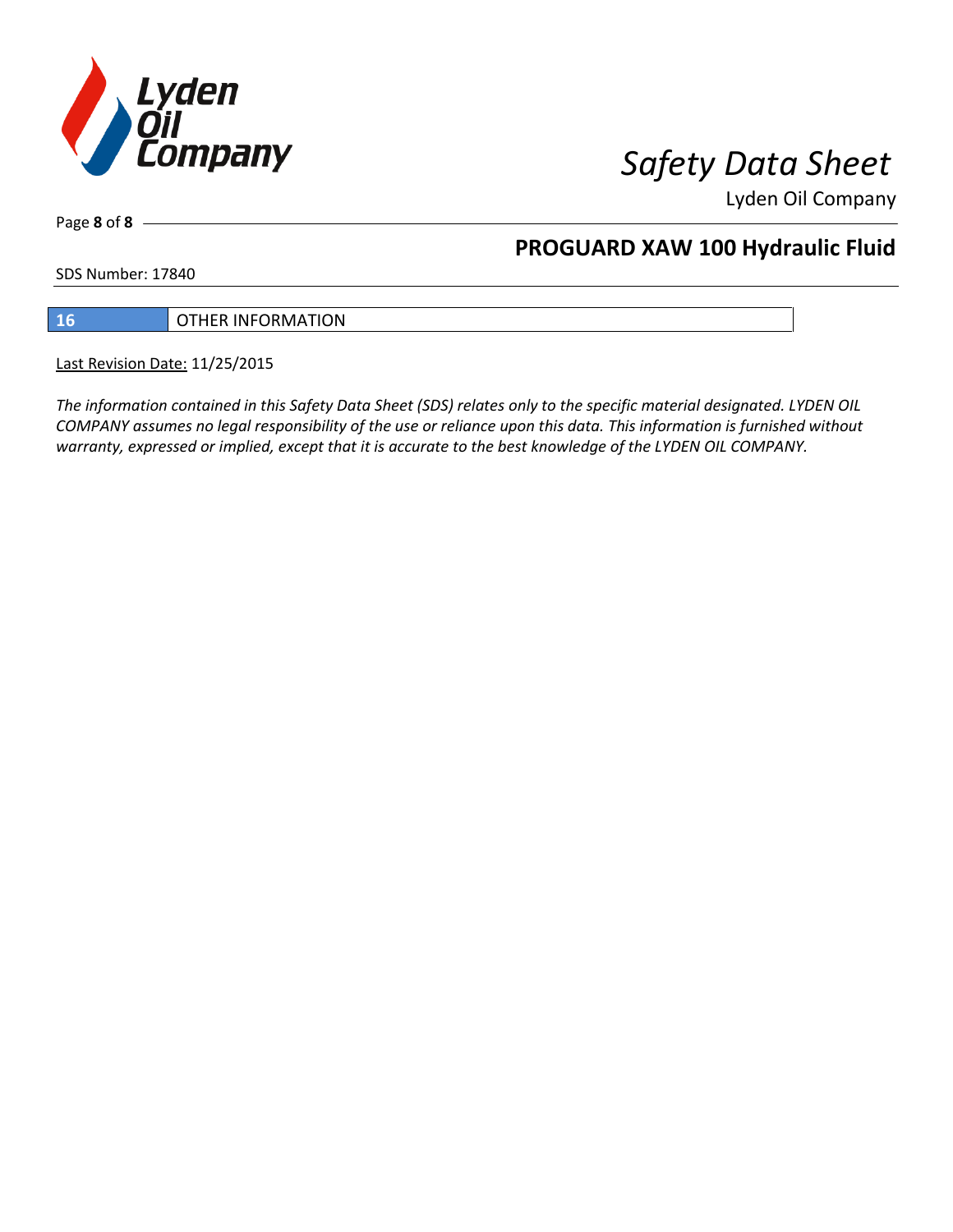## 16 OTHER INFORMATION

Last Revision Date: 11/25/2015

*The information contained in this Safety Data Sheet (SDS) relates only to the specific material designated. LYDEN OIL COMPANY assumes no legal responsibility of the use or reliance upon this data. This information is furnished without warranty, expressed or implied, except that it is accurate to the best knowledge of the LYDEN OIL COMPANY.*